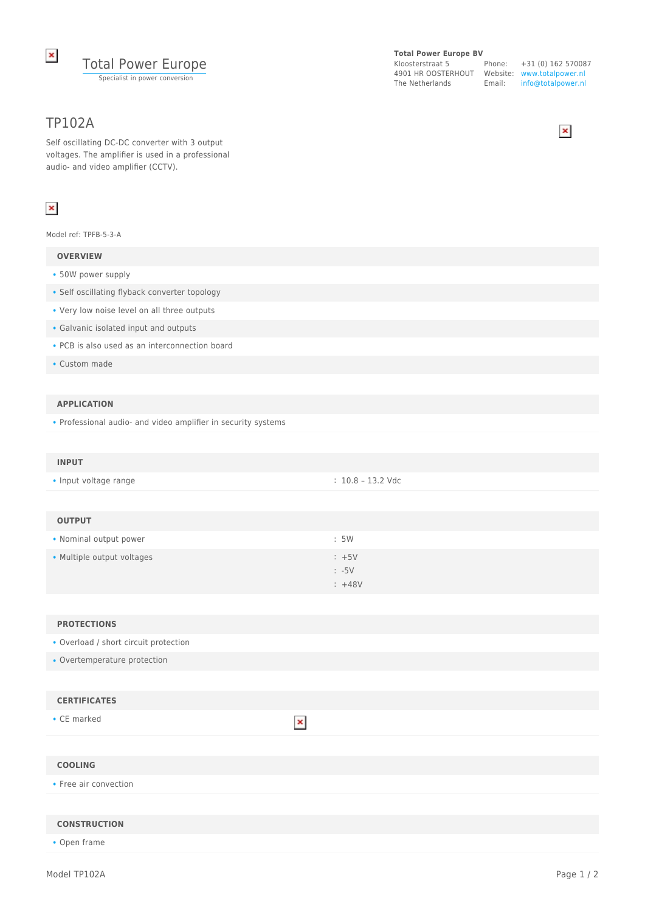Total Power Europe
Specialist in power conversion

**Total Power Europe BV**
Kloosterstraat 5
4901 HR OOSTERHOUT
The Netherlands

Phone: +31 (0) 162 570087
Website: www.totalpower.nl
Email: info@totalpower.nl

# TP102A

Self oscillating DC-DC converter with 3 output voltages. The amplifier is used in a professional audio- and video amplifier (CCTV).

Model ref: TPFB-5-3-A

## OVERVIEW

- 50W power supply
- Self oscillating flyback converter topology
- Very low noise level on all three outputs
- Galvanic isolated input and outputs
- PCB is also used as an interconnection board
- Custom made

## APPLICATION

- Professional audio- and video amplifier in security systems

## INPUT

| | |
|---|---|
| Input voltage range | : 10.8 – 13.2 Vdc |

## OUTPUT

| | |
|---|---|
| Nominal output power | : 5W |
| Multiple output voltages | : +5V<br>: -5V<br>: +48V |

## PROTECTIONS

- Overload / short circuit protection
- Overtemperature protection

## CERTIFICATES

- CE marked

## COOLING

- Free air convection

## CONSTRUCTION

- Open frame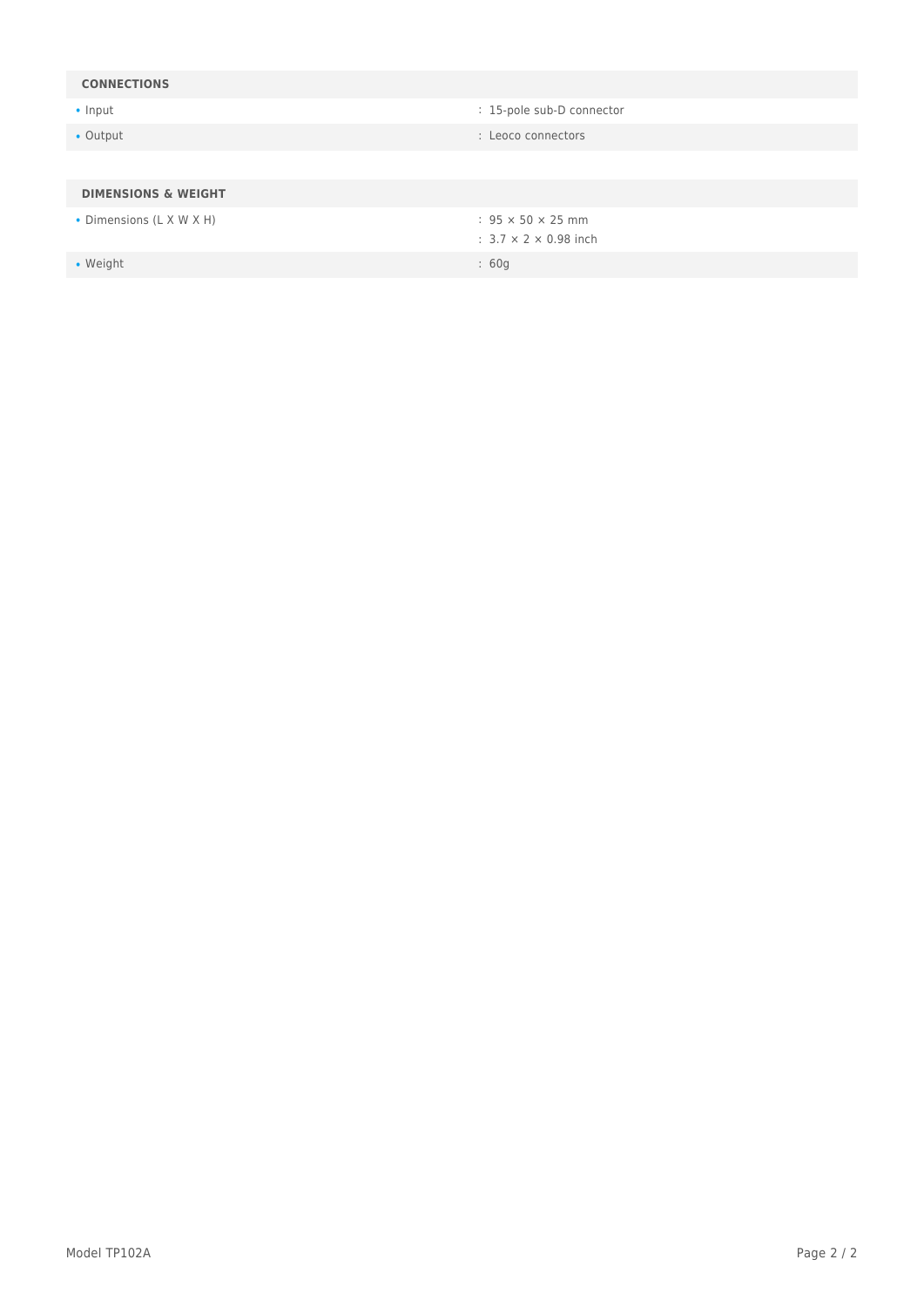| CONNECTIONS | |
|---|---|
| • Input | : 15-pole sub-D connector |
| • Output | : Leoco connectors |

| DIMENSIONS & WEIGHT | |
|---|---|
| • Dimensions (L X W X H) | : 95 × 50 × 25 mm<br>: 3.7 × 2 × 0.98 inch |
| • Weight | : 60g |